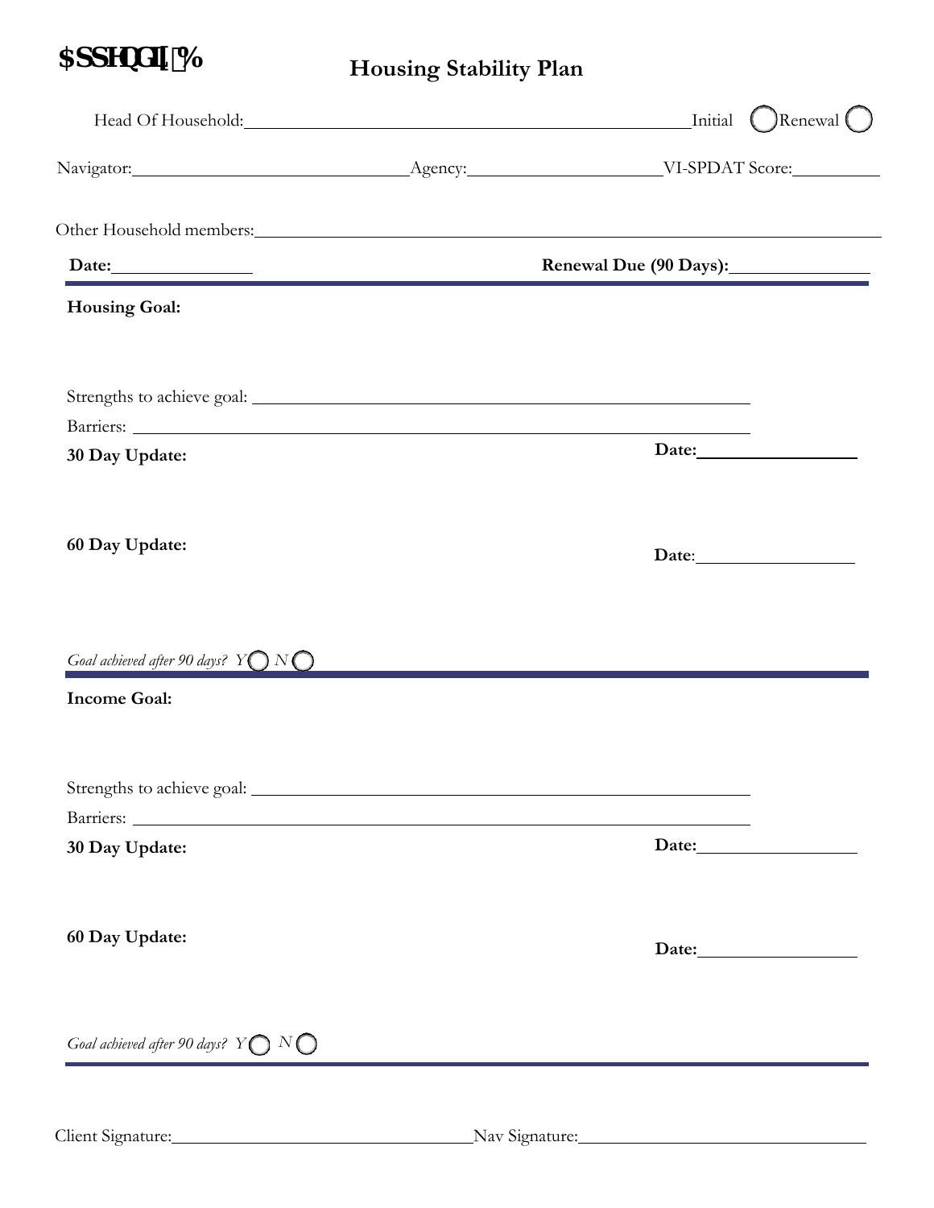$SSHQGL[%

# Housing Stability Plan

Head Of Household: ____________________ Initial ◯ Renewal ◯

Navigator: ____________________ Agency: ____________________ VI-SPDAT Score: __________

Other Household members: ________________________________________

**Date:** ______________ **Renewal Due (90 Days):** ______________

---

**Housing Goal:**

Strengths to achieve goal: ________________________________________

Barriers: ________________________________________

**30 Day Update:** **Date:** ______________

**60 Day Update:** **Date**: ______________

*Goal achieved after 90 days? Y* ◯ *N* ◯

---

**Income Goal:**

Strengths to achieve goal: ________________________________________

Barriers: ________________________________________

**30 Day Update:** **Date:** ______________

**60 Day Update:** **Date:** ______________

*Goal achieved after 90 days? Y* ◯ *N* ◯

---

Client Signature: ____________________ Nav Signature: ____________________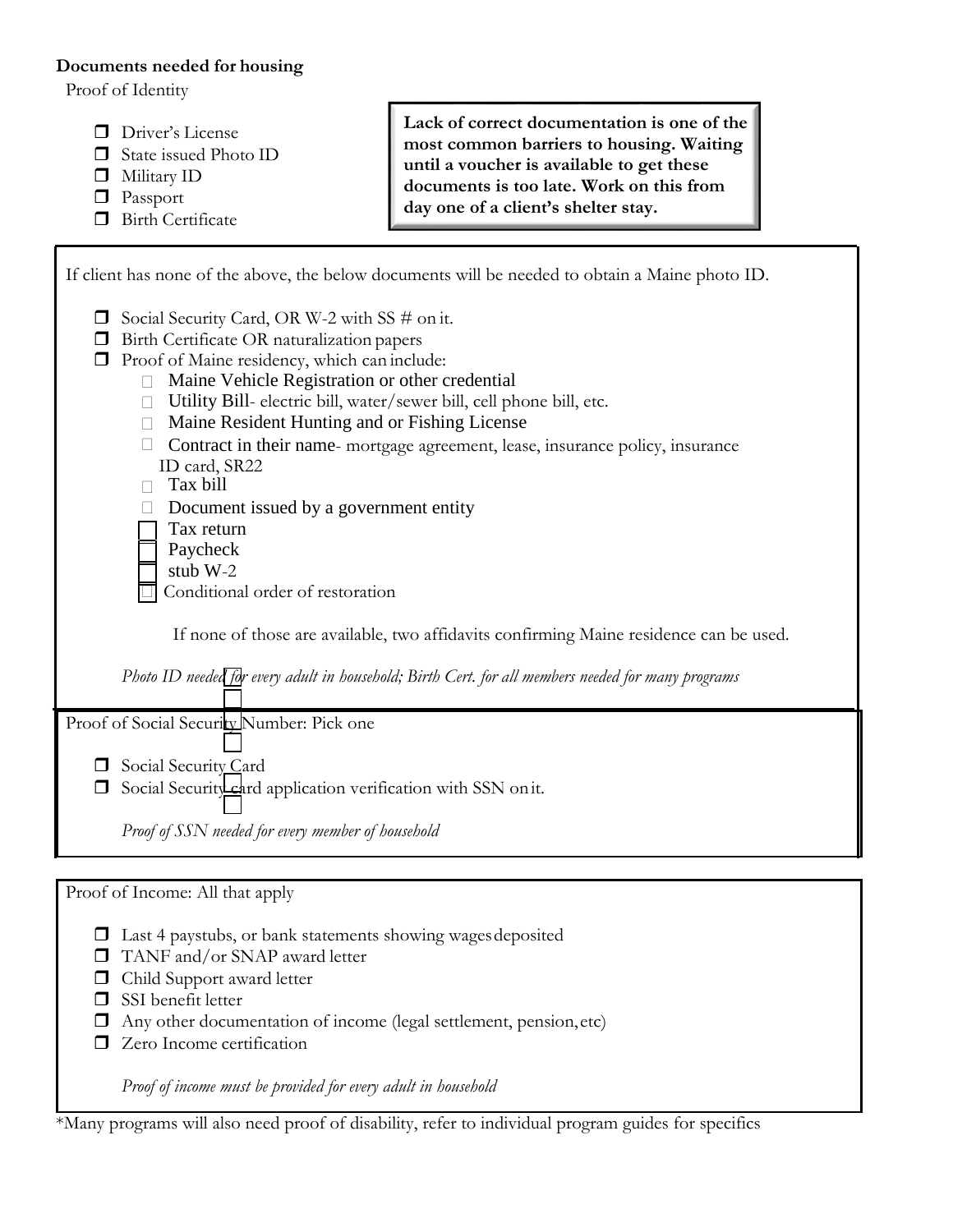**Documents needed for housing**

Proof of Identity

- Driver's License
- State issued Photo ID
- Military ID
- Passport
- Birth Certificate

**Lack of correct documentation is one of the most common barriers to housing. Waiting until a voucher is available to get these documents is too late. Work on this from day one of a client's shelter stay.**

If client has none of the above, the below documents will be needed to obtain a Maine photo ID.

- Social Security Card, OR W-2 with SS # on it.
- Birth Certificate OR naturalization papers
- Proof of Maine residency, which can include:
  - Maine Vehicle Registration or other credential
  - **Utility Bill**- electric bill, water/sewer bill, cell phone bill, etc.
  - Maine Resident Hunting and or Fishing License
  - **Contract in their name**- mortgage agreement, lease, insurance policy, insurance ID card, SR22
  - Tax bill
  - Document issued by a government entity
  - Tax return
  - Paycheck stub W-2
  - Conditional order of restoration

If none of those are available, two affidavits confirming Maine residence can be used.

*Photo ID needed for every adult in household; Birth Cert. for all members needed for many programs*

Proof of Social Security Number: Pick one

- Social Security Card
- Social Security card application verification with SSN on it.

*Proof of SSN needed for every member of household*

Proof of Income: All that apply

- Last 4 paystubs, or bank statements showing wages deposited
- TANF and/or SNAP award letter
- Child Support award letter
- SSI benefit letter
- Any other documentation of income (legal settlement, pension, etc)
- Zero Income certification

*Proof of income must be provided for every adult in household*

*Many programs will also need proof of disability, refer to individual program guides for specifics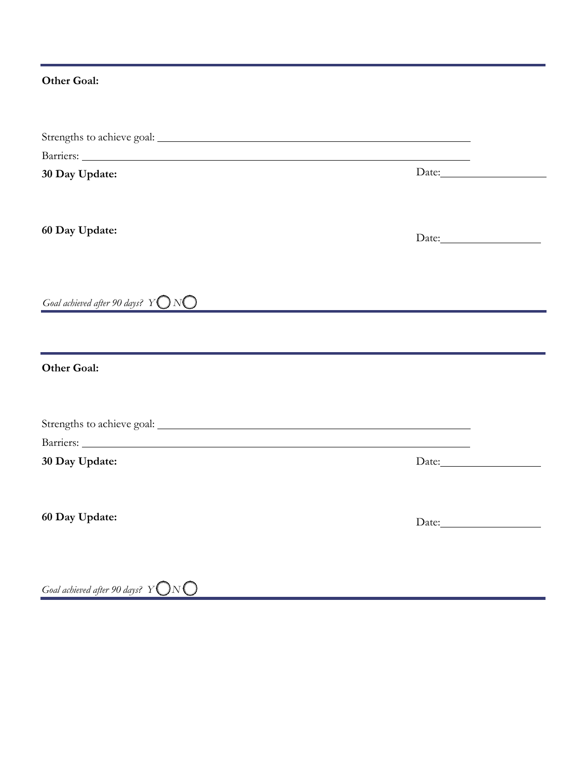---

**Other Goal:**

Strengths to achieve goal: ______________________________________________

Barriers: ______________________________________________

**30 Day Update:** Date: ____________

**60 Day Update:** Date: ____________

*Goal achieved after 90 days? Y* ◯ *N* ◯

---

---

**Other Goal:**

Strengths to achieve goal: ______________________________________________

Barriers: ______________________________________________

**30 Day Update:** Date: ____________

**60 Day Update:** Date: ____________

*Goal achieved after 90 days? Y* ◯ *N* ◯

---